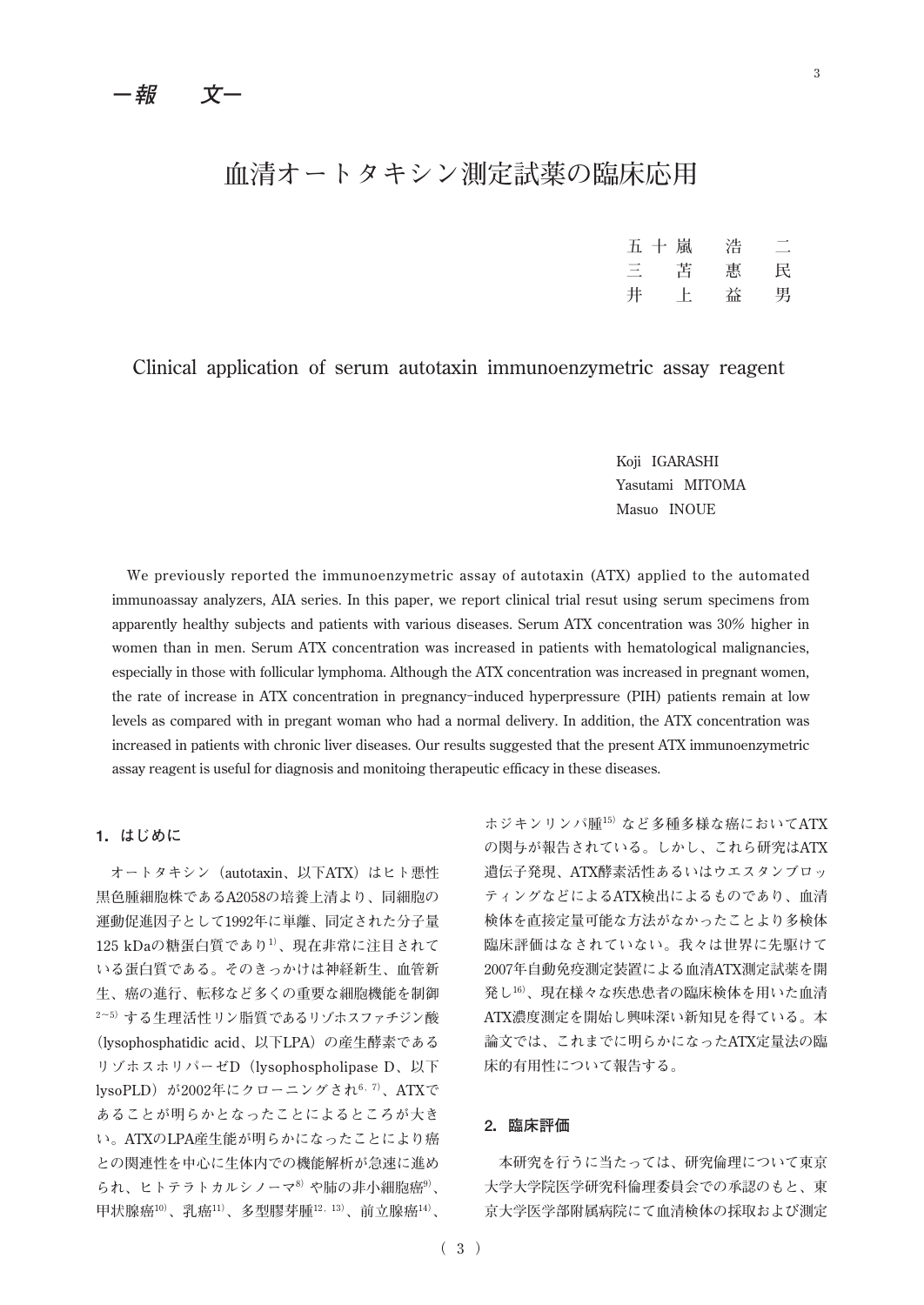—報　　文—

# 血清オートタキシン測定試薬の臨床応用

五十嵐　浩　二
三　苫　惠　民
井　上　益　男

## Clinical application of serum autotaxin immunoenzymetric assay reagent

Koji IGARASHI
Yasutami MITOMA
Masuo INOUE

We previously reported the immunoenzymetric assay of autotaxin (ATX) applied to the automated immunoassay analyzers, AIA series. In this paper, we report clinical trial resut using serum specimens from apparently healthy subjects and patients with various diseases. Serum ATX concentration was 30% higher in women than in men. Serum ATX concentration was increased in patients with hematological malignancies, especially in those with follicular lymphoma. Although the ATX concentration was increased in pregnant women, the rate of increase in ATX concentration in pregnancy-induced hyperpressure (PIH) patients remain at low levels as compared with in pregant woman who had a normal delivery. In addition, the ATX concentration was increased in patients with chronic liver diseases. Our results suggested that the present ATX immunoenzymetric assay reagent is useful for diagnosis and monitoing therapeutic efficacy in these diseases.

### 1. はじめに

オートタキシン（autotaxin、以下ATX）はヒト悪性黒色腫細胞株であるA2058の培養上清より、同細胞の運動促進因子として1992年に単離、同定された分子量125 kDaの糖蛋白質であり[1]、現在非常に注目されている蛋白質である。そのきっかけは神経新生、血管新生、癌の進行、転移など多くの重要な細胞機能を制御[2~5]する生理活性リン脂質であるリゾホスファチジン酸（lysophosphatidic acid、以下LPA）の産生酵素であるリゾホスホリパーゼD（lysophospholipase D、以下lysoPLD）が2002年にクローニングされ[6, 7]、ATXであることが明らかとなったことによるところが大きい。ATXのLPA産生能が明らかになったことにより癌との関連性を中心に生体内での機能解析が急速に進められ、ヒトテラトカルシノーマ[8]や肺の非小細胞癌[9]、甲状腺癌[10]、乳癌[11]、多型膠芽腫[12, 13]、前立腺癌[14]、ホジキンリンパ腫[15]など多種多様な癌においてATXの関与が報告されている。しかし、これら研究はATX遺伝子発現、ATX酵素活性あるいはウエスタンブロッティングなどによるATX検出によるものであり、血清検体を直接定量可能な方法がなかったことより多検体臨床評価はなされていない。我々は世界に先駆けて2007年自動免疫測定装置による血清ATX測定試薬を開発し[16]、現在様々な疾患患者の臨床検体を用いた血清ATX濃度測定を開始し興味深い新知見を得ている。本論文では、これまでに明らかになったATX定量法の臨床的有用性について報告する。

### 2. 臨床評価

本研究を行うに当たっては、研究倫理について東京大学大学院医学研究科倫理委員会での承認のもと、東京大学医学部附属病院にて血清検体の採取および測定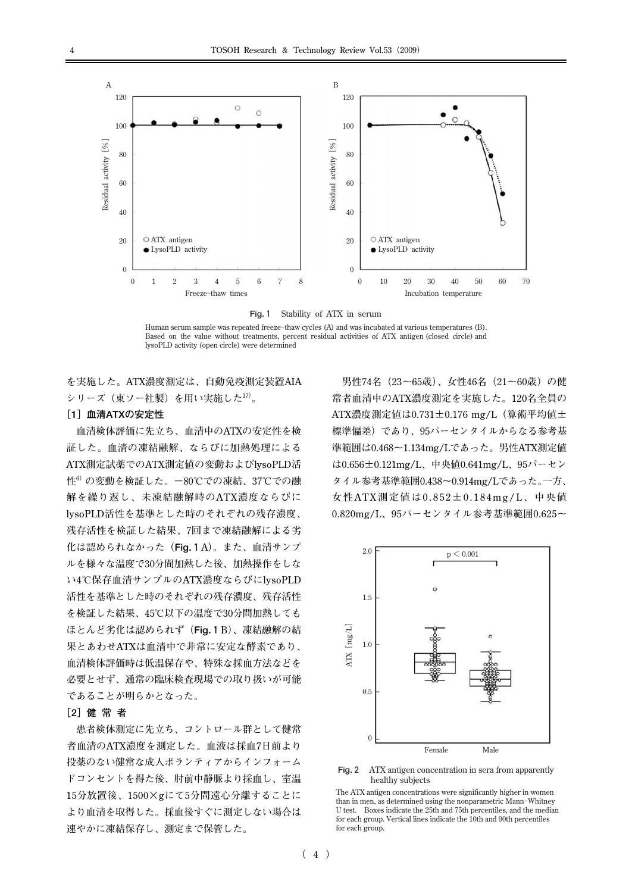**Fig. 1** Stability of ATX in serum

Human serum sample was repeated freeze-thaw cycles (A) and was incubated at various temperatures (B). Based on the value without treatments, percent residual activities of ATX antigen (closed circle) and lysoPLD activity (open circle) were determined

を実施した。ATX濃度測定は、自動免疫測定装置AIAシリーズ（東ソー社製）を用い実施した[17]。

### ［1］血清ATXの安定性

血清検体評価に先立ち、血清中のATXの安定性を検証した。血清の凍結融解、ならびに加熱処理によるATX測定試薬でのATX測定値の変動およびlysoPLD活性[6]の変動を検証した。−80℃での凍結、37℃での融解を繰り返し、未凍結融解時のATX濃度ならびにlysoPLD活性を基準とした時のそれぞれの残存濃度、残存活性を検証した結果、7回まで凍結融解による劣化は認められなかった（**Fig. 1** A）。また、血清サンプルを様々な温度で30分間加熱した後、加熱操作をしない4℃保存血清サンプルのATX濃度ならびにlysoPLD活性を基準とした時のそれぞれの残存濃度、残存活性を検証した結果、45℃以下の温度で30分間加熱してもほとんど劣化は認められず（**Fig. 1** B）、凍結融解の結果とあわせATXは血清中で非常に安定な酵素であり、血清検体評価時は低温保存や、特殊な採血方法などを必要とせず、通常の臨床検査現場での取り扱いが可能であることが明らかとなった。

### ［2］健 常 者

患者検体測定に先立ち、コントロール群として健常者血清のATX濃度を測定した。血液は採血7日前より投薬のない健常な成人ボランティアからインフォームドコンセントを得た後、肘前中静脈より採血し、室温15分放置後、1500×gにて5分間遠心分離することにより血清を取得した。採血後すぐに測定しない場合は速やかに凍結保存し、測定まで保管した。

男性74名（23〜65歳）、女性46名（21〜60歳）の健常者血清中のATX濃度測定を実施した。120名全員のATX濃度測定値は0.731±0.176 mg/L（算術平均値±標準偏差）であり、95パーセンタイルからなる参考基準範囲は0.468〜1.134mg/Lであった。男性ATX測定値は0.656±0.121mg/L、中央値0.641mg/L、95パーセンタイル参考基準範囲0.438〜0.914mg/Lであった。一方、女性ATX測定値は0.852±0.184mg/L、中央値0.820mg/L、95パーセンタイル参考基準範囲0.625〜

**Fig. 2** ATX antigen concentration in sera from apparently healthy subjects

The ATX antigen concentrations were significantly higher in women than in men, as determined using the nonparametric Mann-Whitney U test. Boxes indicate the 25th and 75th percentiles, and the median for each group. Vertical lines indicate the 10th and 90th percentiles for each group.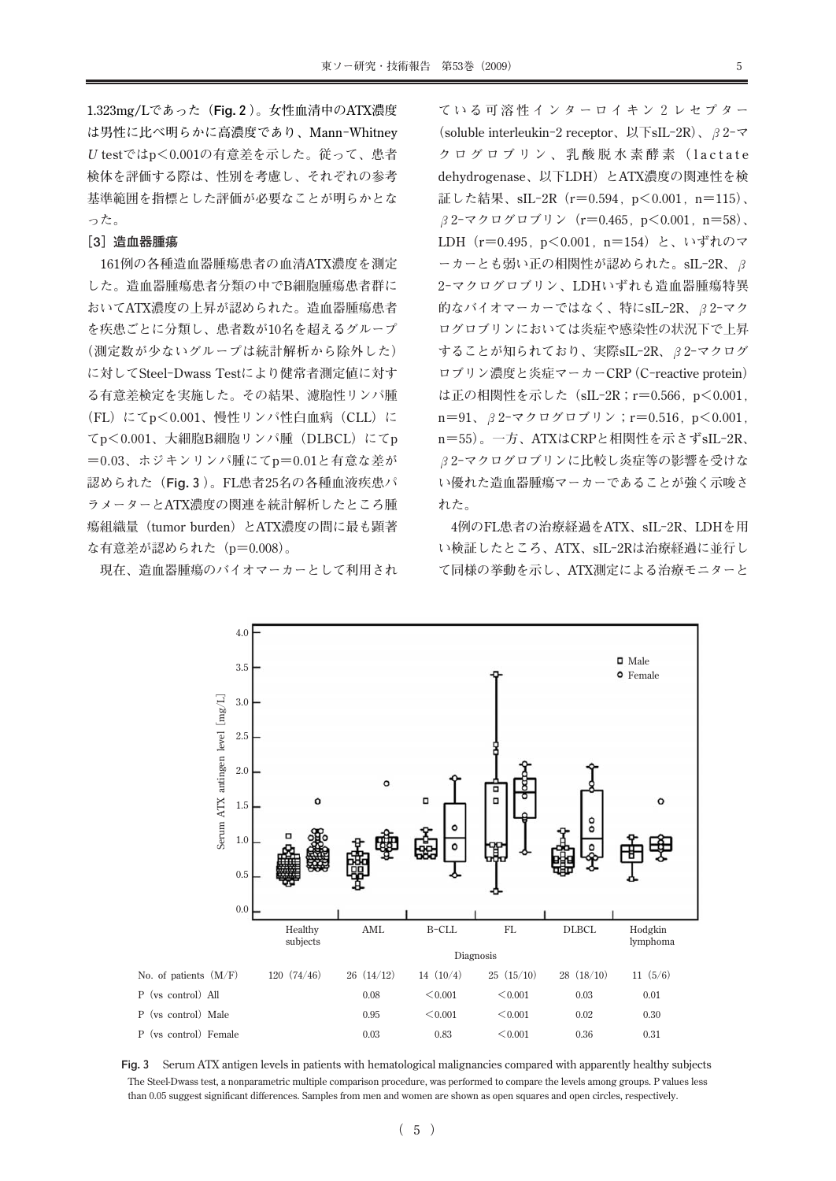1.323mg/Lであった（**Fig. 2**）。女性血清中のATX濃度は男性に比べ明らかに高濃度であり、Mann-Whitney *U* testではp＜0.001の有意差を示した。従って、患者検体を評価する際は、性別を考慮し、それぞれの参考基準範囲を指標とした評価が必要なことが明らかとなった。

### ［3］造血器腫瘍

161例の各種造血器腫瘍患者の血清ATX濃度を測定した。造血器腫瘍患者分類の中でB細胞腫瘍患者群においてATX濃度の上昇が認められた。造血器腫瘍患者を疾患ごとに分類し、患者数が10名を超えるグループ（測定数が少ないグループは統計解析から除外した）に対してSteel-Dwass Testにより健常者測定値に対する有意差検定を実施した。その結果、濾胞性リンパ腫（FL）にてp＜0.001、慢性リンパ性白血病（CLL）にてp＜0.001、大細胞B細胞リンパ腫（DLBCL）にてp＝0.03、ホジキンリンパ腫にてp＝0.01と有意な差が認められた（**Fig. 3**）。FL患者25名の各種血液疾患パラメーターとATX濃度の関連を統計解析したところ腫瘍組織量（tumor burden）とATX濃度の間に最も顕著な有意差が認められた（p＝0.008）。

現在、造血器腫瘍のバイオマーカーとして利用されている可溶性インターロイキン２レセプター（soluble interleukin-2 receptor、以下sIL-2R）、β2-マクログロブリン、乳酸脱水素酵素（lactate dehydrogenase、以下LDH）とATX濃度の関連性を検証した結果、sIL-2R（r＝0.594，p＜0.001，n＝115）、β2-マクログロブリン（r＝0.465，p＜0.001，n＝58）、LDH（r＝0.495，p＜0.001，n＝154）と、いずれのマーカーとも弱い正の相関性が認められた。sIL-2R、β2-マクログロブリン、LDHいずれも造血器腫瘍特異的なバイオマーカーではなく、特にsIL-2R、β2-マクログロブリンにおいては炎症や感染性の状況下で上昇することが知られており、実際sIL-2R、β2-マクログロブリン濃度と炎症マーカーCRP（C-reactive protein）は正の相関性を示した（sIL-2R；r＝0.566，p＜0.001，n＝91、β2-マクログロブリン；r＝0.516，p＜0.001，n＝55）。一方、ATXはCRPと相関性を示さずsIL-2R、β2-マクログロブリンに比較し炎症等の影響を受けない優れた造血器腫瘍マーカーであることが強く示唆された。

4例のFL患者の治療経過をATX、sIL-2R、LDHを用い検証したところ、ATX、sIL-2Rは治療経過に並行して同様の挙動を示し、ATX測定による治療モニターと

| | Healthy subjects | AML | B-CLL | FL | DLBCL | Hodgkin lymphoma |
|---|---|---|---|---|---|---|
| No. of patients（M/F） | 120（74/46） | 26（14/12） | 14（10/4） | 25（15/10） | 28（18/10） | 11（5/6） |
| P（vs control）All | | 0.08 | ＜0.001 | ＜0.001 | 0.03 | 0.01 |
| P（vs control）Male | | 0.95 | ＜0.001 | ＜0.001 | 0.02 | 0.30 |
| P（vs control）Female | | 0.03 | 0.83 | ＜0.001 | 0.36 | 0.31 |

**Fig. 3**　Serum ATX antigen levels in patients with hematological malignancies compared with apparently healthy subjects
The Steel-Dwass test, a nonparametric multiple comparison procedure, was performed to compare the levels among groups. P values less than 0.05 suggest significant differences. Samples from men and women are shown as open squares and open circles, respectively.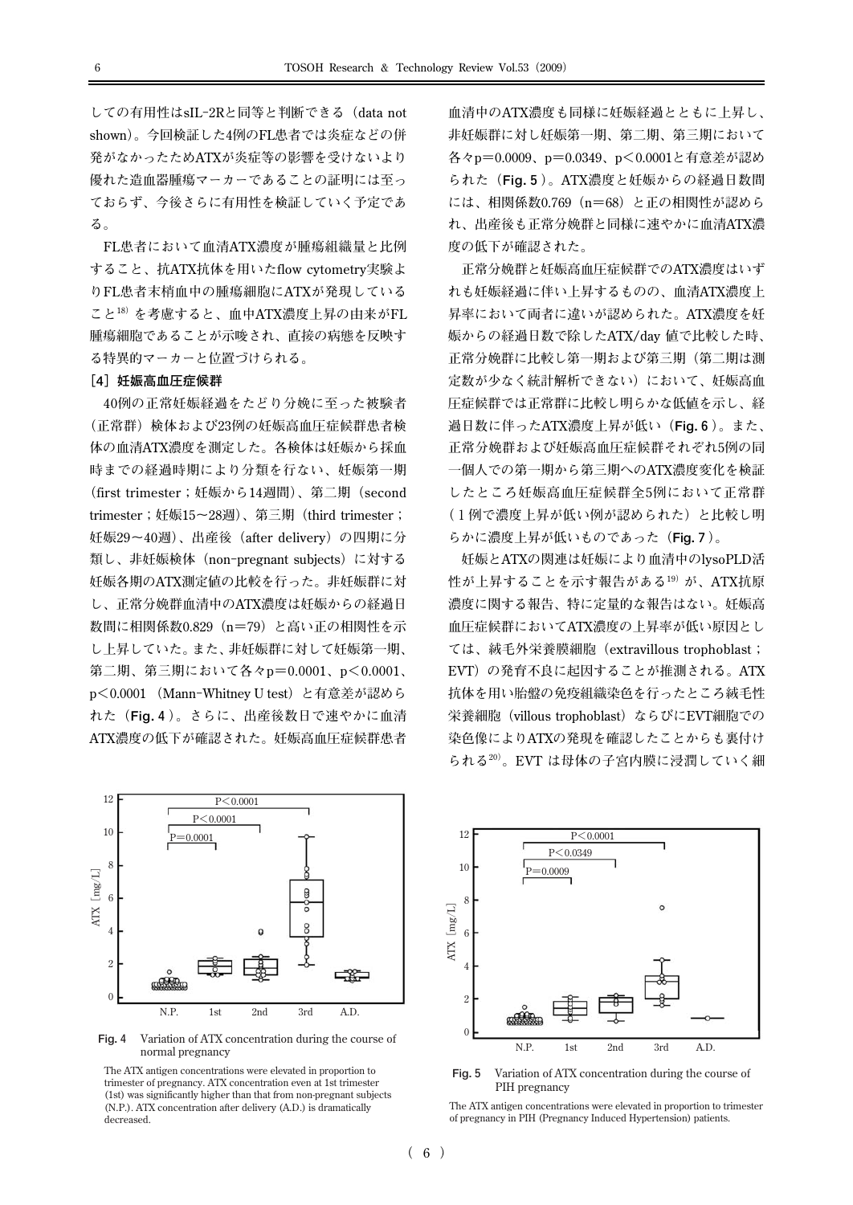しての有用性はsIL-2Rと同等と判断できる（data not shown）。今回検証した4例のFL患者では炎症などの併発がなかったためATXが炎症等の影響を受けないより優れた造血器腫瘍マーカーであることの証明には至っておらず、今後さらに有用性を検証していく予定である。

FL患者において血清ATX濃度が腫瘍組織量と比例すること、抗ATX抗体を用いたflow cytometry実験よりFL患者末梢血中の腫瘍細胞にATXが発現していること[18]を考慮すると、血中ATX濃度上昇の由来がFL腫瘍細胞であることが示唆され、直接の病態を反映する特異的マーカーと位置づけられる。

### ［4］妊娠高血圧症候群

40例の正常妊娠経過をたどり分娩に至った被験者（正常群）検体および23例の妊娠高血圧症候群患者検体の血清ATX濃度を測定した。各検体は妊娠から採血時までの経過時期により分類を行ない、妊娠第一期（first trimester；妊娠から14週間）、第二期（second trimester；妊娠15～28週）、第三期（third trimester；妊娠29～40週）、出産後（after delivery）の四期に分類し、非妊娠検体（non-pregnant subjects）に対する妊娠各期のATX測定値の比較を行った。非妊娠群に対し、正常分娩群血清中のATX濃度は妊娠からの経過日数間に相関係数0.829（n＝79）と高い正の相関性を示し上昇していた。また、非妊娠群に対して妊娠第一期、第二期、第三期において各々p＝0.0001、p＜0.0001、p＜0.0001（Mann-Whitney U test）と有意差が認められた（**Fig. 4**）。さらに、出産後数日で速やかに血清ATX濃度の低下が確認された。妊娠高血圧症候群患者血清中のATX濃度も同様に妊娠経過とともに上昇し、非妊娠群に対し妊娠第一期、第二期、第三期において各々p＝0.0009、p＝0.0349、p＜0.0001と有意差が認められた（**Fig. 5**）。ATX濃度と妊娠からの経過日数間には、相関係数0.769（n＝68）と正の相関性が認められ、出産後も正常分娩群と同様に速やかに血清ATX濃度の低下が確認された。

正常分娩群と妊娠高血圧症候群でのATX濃度はいずれも妊娠経過に伴い上昇するものの、血清ATX濃度上昇率において両者に違いが認められた。ATX濃度を妊娠からの経過日数で除したATX/day 値で比較した時、正常分娩群に比較し第一期および第三期（第二期は測定数が少なく統計解析できない）において、妊娠高血圧症候群では正常群に比較し明らかな低値を示し、経過日数に伴ったATX濃度上昇が低い（**Fig. 6**）。また、正常分娩群および妊娠高血圧症候群それぞれ5例の同一個人での第一期から第三期へのATX濃度変化を検証したところ妊娠高血圧症候群全5例において正常群（1例で濃度上昇が低い例が認められた）と比較し明らかに濃度上昇が低いものであった（**Fig. 7**）。

妊娠とATXの関連は妊娠により血清中のlysoPLD活性が上昇することを示す報告がある[19]が、ATX抗原濃度に関する報告、特に定量的な報告はない。妊娠高血圧症候群においてATX濃度の上昇率が低い原因としては、絨毛外栄養膜細胞（extravillous trophoblast；EVT）の発育不良に起因することが推測される。ATX抗体を用い胎盤の免疫組織染色を行ったところ絨毛性栄養細胞（villous trophoblast）ならびにEVT細胞での染色像によりATXの発現を確認したことからも裏付けられる[20]。EVT は母体の子宮内膜に浸潤していく細

**Fig. 4** Variation of ATX concentration during the course of normal pregnancy

The ATX antigen concentrations were elevated in proportion to trimester of pregnancy. ATX concentration even at 1st trimester (1st) was significantly higher than that from non-pregnant subjects (N.P.). ATX concentration after delivery (A.D.) is dramatically decreased.

**Fig. 5** Variation of ATX concentration during the course of PIH pregnancy

The ATX antigen concentrations were elevated in proportion to trimester of pregnancy in PIH (Pregnancy Induced Hypertension) patients.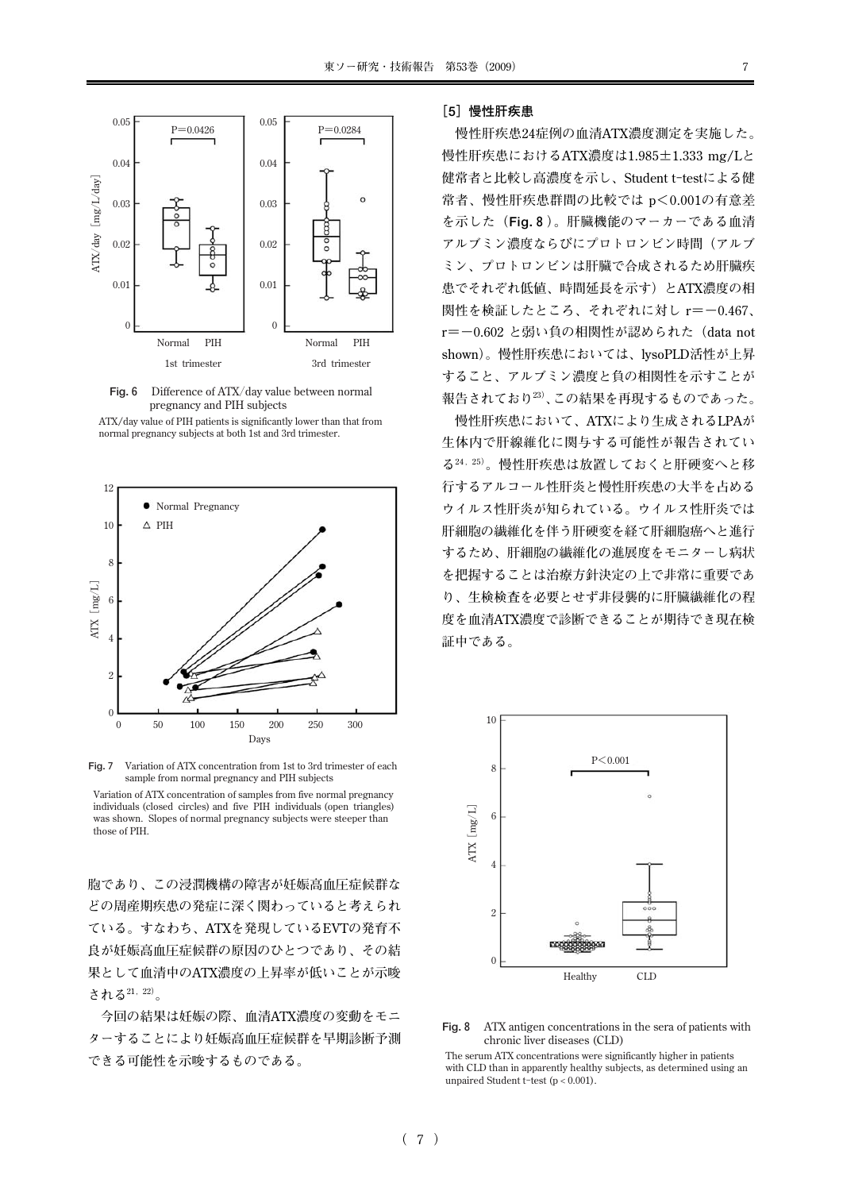Fig. 6 Difference of ATX/day value between normal pregnancy and PIH subjects

ATX/day value of PIH patients is significantly lower than that from normal pregnancy subjects at both 1st and 3rd trimester.

Fig. 7 Variation of ATX concentration from 1st to 3rd trimester of each sample from normal pregnancy and PIH subjects

Variation of ATX concentration of samples from five normal pregnancy individuals (closed circles) and five PIH individuals (open triangles) was shown. Slopes of normal pregnancy subjects were steeper than those of PIH.

胞であり、この浸潤機構の障害が妊娠高血圧症候群などの周産期疾患の発症に深く関わっていると考えられている。すなわち、ATXを発現しているEVTの発育不良が妊娠高血圧症候群の原因のひとつであり、その結果として血清中のATX濃度の上昇率が低いことが示唆される[21, 22]。

今回の結果は妊娠の際、血清ATX濃度の変動をモニターすることにより妊娠高血圧症候群を早期診断予測できる可能性を示唆するものである。

### ［5］慢性肝疾患

慢性肝疾患24症例の血清ATX濃度測定を実施した。慢性肝疾患におけるATX濃度は1.985±1.333 mg/Lと健常者と比較し高濃度を示し、Student t-testによる健常者、慢性肝疾患群間の比較では p<0.001の有意差を示した（**Fig. 8**）。肝臓機能のマーカーである血清アルブミン濃度ならびにプロトロンビン時間（アルブミン、プロトロンビンは肝臓で合成されるため肝臓疾患でそれぞれ低値、時間延長を示す）とATX濃度の相関性を検証したところ、それぞれに対し r＝−0.467、r＝−0.602 と弱い負の相関性が認められた（data not shown）。慢性肝疾患においては、lysoPLD活性が上昇すること、アルブミン濃度と負の相関性を示すことが報告されており[23]、この結果を再現するものであった。

慢性肝疾患において、ATXにより生成されるLPAが生体内で肝線維化に関与する可能性が報告されている[24, 25]。慢性肝疾患は放置しておくと肝硬変へと移行するアルコール性肝炎と慢性肝疾患の大半を占めるウイルス性肝炎が知られている。ウイルス性肝炎では肝細胞の繊維化を伴う肝硬変を経て肝細胞癌へと進行するため、肝細胞の繊維化の進展度をモニターし病状を把握することは治療方針決定の上で非常に重要であり、生検検査を必要とせず非侵襲的に肝臓繊維化の程度を血清ATX濃度で診断できることが期待でき現在検証中である。

Fig. 8 ATX antigen concentrations in the sera of patients with chronic liver diseases (CLD)

The serum ATX concentrations were significantly higher in patients with CLD than in apparently healthy subjects, as determined using an unpaired Student t-test ($p < 0.001$).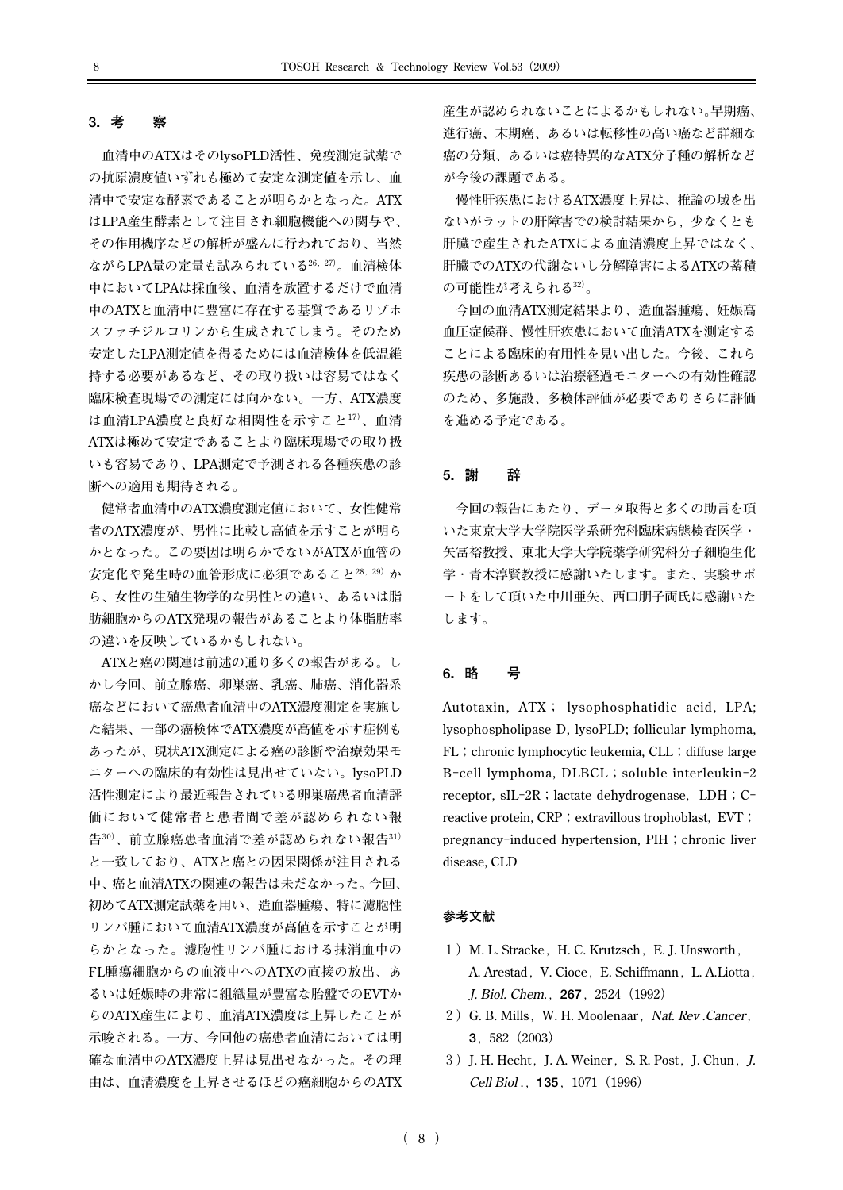## 3. 考　　察

血清中のATXはそのlysoPLD活性、免疫測定試薬での抗原濃度値いずれも極めて安定な測定値を示し、血清中で安定な酵素であることが明らかとなった。ATXはLPA産生酵素として注目され細胞機能への関与や、その作用機序などの解析が盛んに行われており、当然ながらLPA量の定量も試みられている[26, 27]。血清検体中においてLPAは採血後、血清を放置するだけで血清中のATXと血清中に豊富に存在する基質であるリゾホスファチジルコリンから生成されてしまう。そのため安定したLPA測定値を得るためには血清検体を低温維持する必要があるなど、その取り扱いは容易ではなく臨床検査現場での測定には向かない。一方、ATX濃度は血清LPA濃度と良好な相関性を示すこと[17]、血清ATXは極めて安定であることより臨床現場での取り扱いも容易であり、LPA測定で予測される各種疾患の診断への適用も期待される。

健常者血清中のATX濃度測定値において、女性健常者のATX濃度が、男性に比較し高値を示すことが明らかとなった。この要因は明らかでないがATXが血管の安定化や発生時の血管形成に必須であること[28, 29]から、女性の生殖生物学的な男性との違い、あるいは脂肪細胞からのATX発現の報告があることより体脂肪率の違いを反映しているかもしれない。

ATXと癌の関連は前述の通り多くの報告がある。しかし今回、前立腺癌、卵巣癌、乳癌、肺癌、消化器系癌などにおいて癌患者血清中のATX濃度測定を実施した結果、一部の癌検体でATX濃度が高値を示す症例もあったが、現状ATX測定による癌の診断や治療効果モニターへの臨床的有効性は見出せていない。lysoPLD活性測定により最近報告されている卵巣癌患者血清評価において健常者と患者間で差が認められない報告[30]、前立腺癌患者血清で差が認められない報告[31]と一致しており、ATXと癌との因果関係が注目される中、癌と血清ATXの関連の報告は未だなかった。今回、初めてATX測定試薬を用い、造血器腫瘍、特に濾胞性リンパ腫において血清ATX濃度が高値を示すことが明らかとなった。濾胞性リンパ腫における抹消血中のFL腫瘍細胞からの血液中へのATXの直接の放出、あるいは妊娠時の非常に組織量が豊富な胎盤でのEVTからのATX産生により、血清ATX濃度は上昇したことが示唆される。一方、今回他の癌患者血清においては明確な血清中のATX濃度上昇は見出せなかった。その理由は、血清濃度を上昇させるほどの癌細胞からのATX産生が認められないことによるかもしれない。早期癌、進行癌、末期癌、あるいは転移性の高い癌など詳細な癌の分類、あるいは癌特異的なATX分子種の解析などが今後の課題である。

慢性肝疾患におけるATX濃度上昇は、推論の域を出ないがラットの肝障害での検討結果から，少なくとも肝臓で産生されたATXによる血清濃度上昇ではなく、肝臓でのATXの代謝ないし分解障害によるATXの蓄積の可能性が考えられる[32]。

今回の血清ATX測定結果より、造血器腫瘍、妊娠高血圧症候群、慢性肝疾患において血清ATXを測定することによる臨床的有用性を見い出した。今後、これら疾患の診断あるいは治療経過モニターへの有効性確認のため、多施設、多検体評価が必要でありさらに評価を進める予定である。

## 5. 謝　　辞

今回の報告にあたり、データ取得と多くの助言を頂いた東京大学大学院医学系研究科臨床病態検査医学・矢冨裕教授、東北大学大学院薬学研究科分子細胞生化学・青木淳賢教授に感謝いたします。また、実験サポートをして頂いた中川亜矢、西口朋子両氏に感謝いたします。

## 6. 略　　号

Autotaxin, ATX； lysophosphatidic acid, LPA; lysophospholipase D, lysoPLD; follicular lymphoma, FL；chronic lymphocytic leukemia, CLL；diffuse large B-cell lymphoma, DLBCL；soluble interleukin-2 receptor, sIL-2R；lactate dehydrogenase, LDH；C-reactive protein, CRP；extravillous trophoblast, EVT；pregnancy-induced hypertension, PIH；chronic liver disease, CLD

## 参考文献

1）M. L. Stracke，H. C. Krutzsch，E. J. Unsworth，A. Arestad，V. Cioce，E. Schiffmann，L. A.Liotta，*J. Biol. Chem.*，**267**，2524（1992）

2）G. B. Mills，W. H. Moolenaar，*Nat. Rev .Cancer*，**3**，582（2003）

3）J. H. Hecht，J. A. Weiner，S. R. Post，J. Chun，*J. Cell Biol .*，**135**，1071（1996）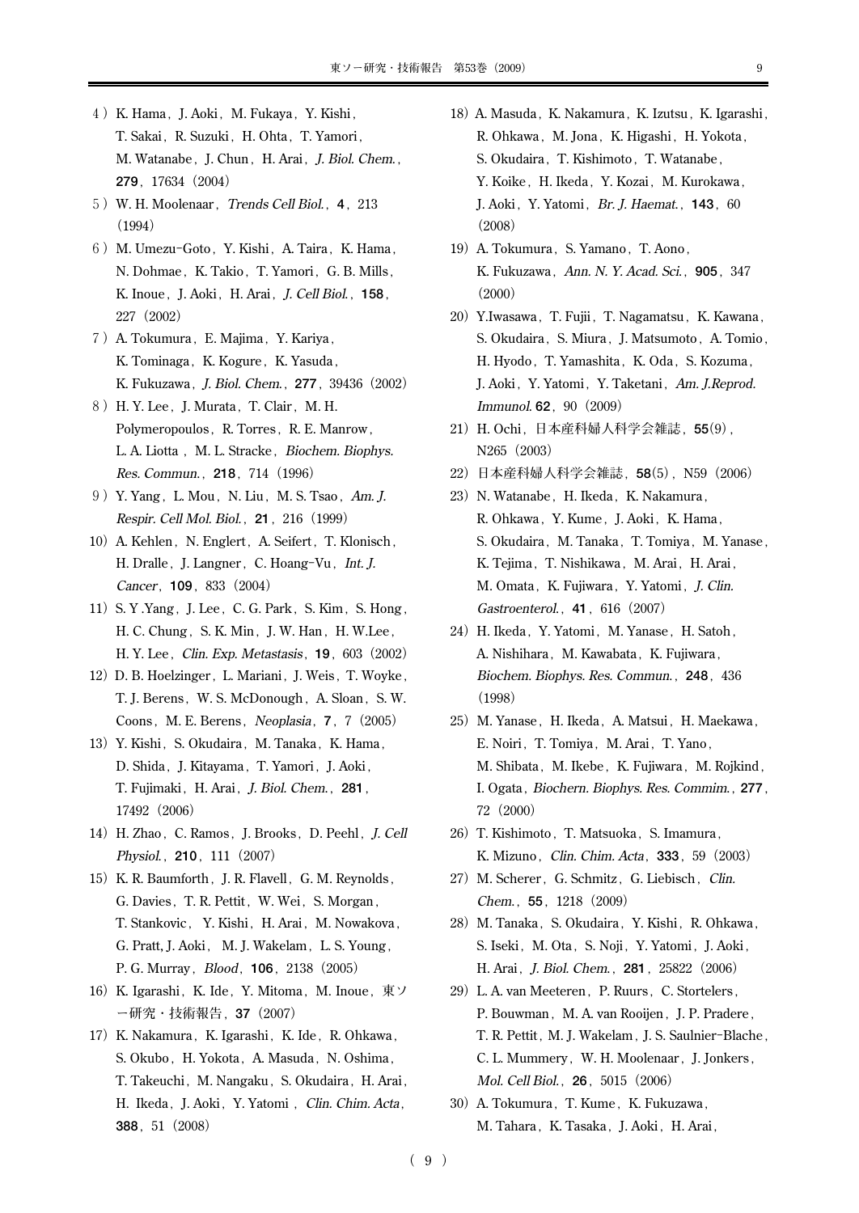4）K. Hama，J. Aoki，M. Fukaya，Y. Kishi，T. Sakai，R. Suzuki，H. Ohta，T. Yamori，M. Watanabe，J. Chun，H. Arai，*J. Biol. Chem.*，**279**，17634（2004）

5）W. H. Moolenaar，*Trends Cell Biol.*，**4**，213（1994）

6）M. Umezu-Goto，Y. Kishi，A. Taira，K. Hama，N. Dohmae，K. Takio，T. Yamori，G. B. Mills，K. Inoue，J. Aoki，H. Arai，*J. Cell Biol.*，**158**，227（2002）

7）A. Tokumura，E. Majima，Y. Kariya，K. Tominaga，K. Kogure，K. Yasuda，K. Fukuzawa，*J. Biol. Chem.*，**277**，39436（2002）

8）H. Y. Lee，J. Murata，T. Clair，M. H. Polymeropoulos，R. Torres，R. E. Manrow，L. A. Liotta，M. L. Stracke，*Biochem. Biophys. Res. Commun.*，**218**，714（1996）

9）Y. Yang，L. Mou，N. Liu，M. S. Tsao，*Am. J. Respir. Cell Mol. Biol.*，**21**，216（1999）

10）A. Kehlen，N. Englert，A. Seifert，T. Klonisch，H. Dralle，J. Langner，C. Hoang-Vu，*Int. J. Cancer*，**109**，833（2004）

11）S. Y .Yang，J. Lee，C. G. Park，S. Kim，S. Hong，H. C. Chung，S. K. Min，J. W. Han，H. W.Lee，H. Y. Lee，*Clin. Exp. Metastasis*，**19**，603（2002）

12）D. B. Hoelzinger，L. Mariani，J. Weis，T. Woyke，T. J. Berens，W. S. McDonough，A. Sloan，S. W. Coons，M. E. Berens，*Neoplasia*，**7**，7（2005）

13）Y. Kishi，S. Okudaira，M. Tanaka，K. Hama，D. Shida，J. Kitayama，T. Yamori，J. Aoki，T. Fujimaki，H. Arai，*J. Biol. Chem.*，**281**，17492（2006）

14）H. Zhao，C. Ramos，J. Brooks，D. Peehl，*J. Cell Physiol.*，**210**，111（2007）

15）K. R. Baumforth，J. R. Flavell，G. M. Reynolds，G. Davies，T. R. Pettit，W. Wei，S. Morgan，T. Stankovic，Y. Kishi，H. Arai，M. Nowakova，G. Pratt, J. Aoki，M. J. Wakelam，L. S. Young，P. G. Murray，*Blood*，**106**，2138（2005）

16）K. Igarashi，K. Ide，Y. Mitoma，M. Inoue，東ソー研究・技術報告，**37**（2007）

17）K. Nakamura，K. Igarashi，K. Ide，R. Ohkawa，S. Okubo，H. Yokota，A. Masuda，N. Oshima，T. Takeuchi，M. Nangaku，S. Okudaira，H. Arai，H. Ikeda，J. Aoki，Y. Yatomi，*Clin. Chim. Acta*，**388**，51（2008）

18）A. Masuda，K. Nakamura，K. Izutsu，K. Igarashi，R. Ohkawa，M. Jona，K. Higashi，H. Yokota，S. Okudaira，T. Kishimoto，T. Watanabe，Y. Koike，H. Ikeda，Y. Kozai，M. Kurokawa，J. Aoki，Y. Yatomi，*Br. J. Haemat.*，**143**，60（2008）

19）A. Tokumura，S. Yamano，T. Aono，K. Fukuzawa，*Ann. N. Y. Acad. Sci.*，**905**，347（2000）

20）Y.Iwasawa，T. Fujii，T. Nagamatsu，K. Kawana，S. Okudaira，S. Miura，J. Matsumoto，A. Tomio，H. Hyodo，T. Yamashita，K. Oda，S. Kozuma，J. Aoki，Y. Yatomi，Y. Taketani，*Am. J.Reprod. Immunol.* **62**，90（2009）

21）H. Ochi，日本産科婦人科学会雑誌，**55**(9)，N265（2003）

22）日本産科婦人科学会雑誌，**58**(5)，N59（2006）

23）N. Watanabe，H. Ikeda，K. Nakamura，R. Ohkawa，Y. Kume，J. Aoki，K. Hama，S. Okudaira，M. Tanaka，T. Tomiya，M. Yanase，K. Tejima，T. Nishikawa，M. Arai，H. Arai，M. Omata，K. Fujiwara，Y. Yatomi，*J. Clin. Gastroenterol.*，**41**，616（2007）

24）H. Ikeda，Y. Yatomi，M. Yanase，H. Satoh，A. Nishihara，M. Kawabata，K. Fujiwara，*Biochem. Biophys. Res. Commun.*，**248**，436（1998）

25）M. Yanase，H. Ikeda，A. Matsui，H. Maekawa，E. Noiri，T. Tomiya，M. Arai，T. Yano，M. Shibata，M. Ikebe，K. Fujiwara，M. Rojkind，I. Ogata，*Biochern. Biophys. Res. Commim.*，**277**，72（2000）

26）T. Kishimoto，T. Matsuoka，S. Imamura，K. Mizuno，*Clin. Chim. Acta*，**333**，59（2003）

27）M. Scherer，G. Schmitz，G. Liebisch，*Clin. Chem.*，**55**，1218（2009）

28）M. Tanaka，S. Okudaira，Y. Kishi，R. Ohkawa，S. Iseki，M. Ota，S. Noji，Y. Yatomi，J. Aoki，H. Arai，*J. Biol. Chem.*，**281**，25822（2006）

29）L. A. van Meeteren，P. Ruurs，C. Stortelers，P. Bouwman，M. A. van Rooijen，J. P. Pradere，T. R. Pettit，M. J. Wakelam，J. S. Saulnier-Blache，C. L. Mummery，W. H. Moolenaar，J. Jonkers，*Mol. Cell Biol.*，**26**，5015（2006）

30）A. Tokumura，T. Kume，K. Fukuzawa，M. Tahara，K. Tasaka，J. Aoki，H. Arai，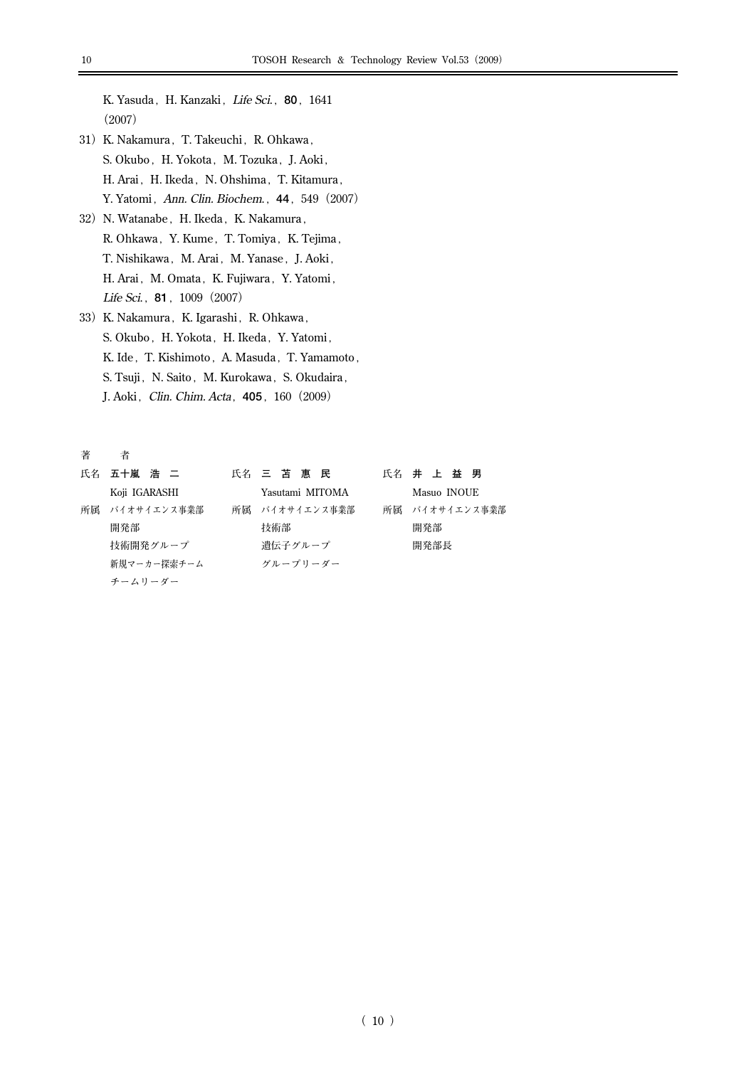K. Yasuda, H. Kanzaki, *Life Sci.*, **80**, 1641 (2007)

31) K. Nakamura, T. Takeuchi, R. Ohkawa, S. Okubo, H. Yokota, M. Tozuka, J. Aoki, H. Arai, H. Ikeda, N. Ohshima, T. Kitamura, Y. Yatomi, *Ann. Clin. Biochem.*, **44**, 549 (2007)

32) N. Watanabe, H. Ikeda, K. Nakamura, R. Ohkawa, Y. Kume, T. Tomiya, K. Tejima, T. Nishikawa, M. Arai, M. Yanase, J. Aoki, H. Arai, M. Omata, K. Fujiwara, Y. Yatomi, *Life Sci.*, **81**, 1009 (2007)

33) K. Nakamura, K. Igarashi, R. Ohkawa, S. Okubo, H. Yokota, H. Ikeda, Y. Yatomi, K. Ide, T. Kishimoto, A. Masuda, T. Yamamoto, S. Tsuji, N. Saito, M. Kurokawa, S. Okudaira, J. Aoki, *Clin. Chim. Acta*, **405**, 160 (2009)

著　者

氏名 **五十嵐　浩　二**
Koji IGARASHI
所属 バイオサイエンス事業部
開発部
技術開発グループ
新規マーカー探索チーム
チームリーダー

氏名 **三　苫　惠　民**
Yasutami MITOMA
所属 バイオサイエンス事業部
技術部
遺伝子グループ
グループリーダー

氏名 **井　上　益　男**
Masuo INOUE
所属 バイオサイエンス事業部
開発部
開発部長